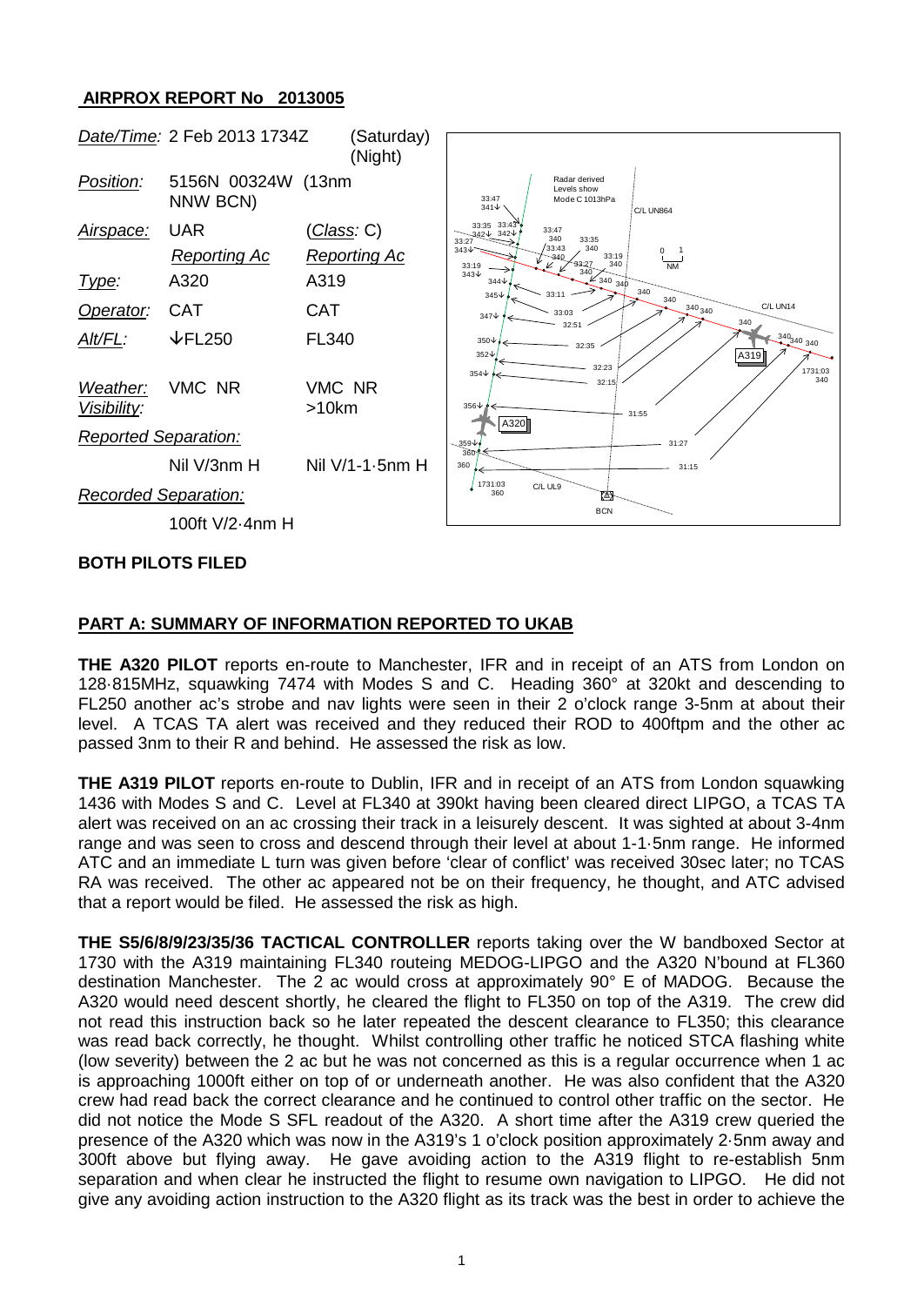## AIRPROX REPORT No 2013005

| *Date/Time:* | 2 Feb 2013 1734Z | (Saturday) (Night) |
|---|---|---|
| *Position:* | 5156N 00324W (13nm NNW BCN) | |
| *Airspace:* | UAR | (*Class*: C) |
| | *Reporting Ac* | *Reporting Ac* |
| *Type:* | A320 | A319 |
| *Operator:* | CAT | CAT |
| *Alt/FL:* | ↓FL250 | FL340 |
| *Weather:* | VMC NR | VMC NR |
| *Visibility:* | | >10km |
| *Reported Separation:* | | |
| | Nil V/3nm H | Nil V/1-1·5nm H |
| *Recorded Separation:* | | |
| | 100ft V/2·4nm H | |

**BOTH PILOTS FILED**

**PART A: SUMMARY OF INFORMATION REPORTED TO UKAB**

**THE A320 PILOT** reports en-route to Manchester, IFR and in receipt of an ATS from London on 128·815MHz, squawking 7474 with Modes S and C. Heading 360° at 320kt and descending to FL250 another ac's strobe and nav lights were seen in their 2 o'clock range 3-5nm at about their level. A TCAS TA alert was received and they reduced their ROD to 400ftpm and the other ac passed 3nm to their R and behind. He assessed the risk as low.

**THE A319 PILOT** reports en-route to Dublin, IFR and in receipt of an ATS from London squawking 1436 with Modes S and C. Level at FL340 at 390kt having been cleared direct LIPGO, a TCAS TA alert was received on an ac crossing their track in a leisurely descent. It was sighted at about 3-4nm range and was seen to cross and descend through their level at about 1-1·5nm range. He informed ATC and an immediate L turn was given before 'clear of conflict' was received 30sec later; no TCAS RA was received. The other ac appeared not be on their frequency, he thought, and ATC advised that a report would be filed. He assessed the risk as high.

**THE S5/6/8/9/23/35/36 TACTICAL CONTROLLER** reports taking over the W bandboxed Sector at 1730 with the A319 maintaining FL340 routeing MEDOG-LIPGO and the A320 N'bound at FL360 destination Manchester. The 2 ac would cross at approximately 90° E of MADOG. Because the A320 would need descent shortly, he cleared the flight to FL350 on top of the A319. The crew did not read this instruction back so he later repeated the descent clearance to FL350; this clearance was read back correctly, he thought. Whilst controlling other traffic he noticed STCA flashing white (low severity) between the 2 ac but he was not concerned as this is a regular occurrence when 1 ac is approaching 1000ft either on top of or underneath another. He was also confident that the A320 crew had read back the correct clearance and he continued to control other traffic on the sector. He did not notice the Mode S SFL readout of the A320. A short time after the A319 crew queried the presence of the A320 which was now in the A319's 1 o'clock position approximately 2·5nm away and 300ft above but flying away. He gave avoiding action to the A319 flight to re-establish 5nm separation and when clear he instructed the flight to resume own navigation to LIPGO. He did not give any avoiding action instruction to the A320 flight as its track was the best in order to achieve the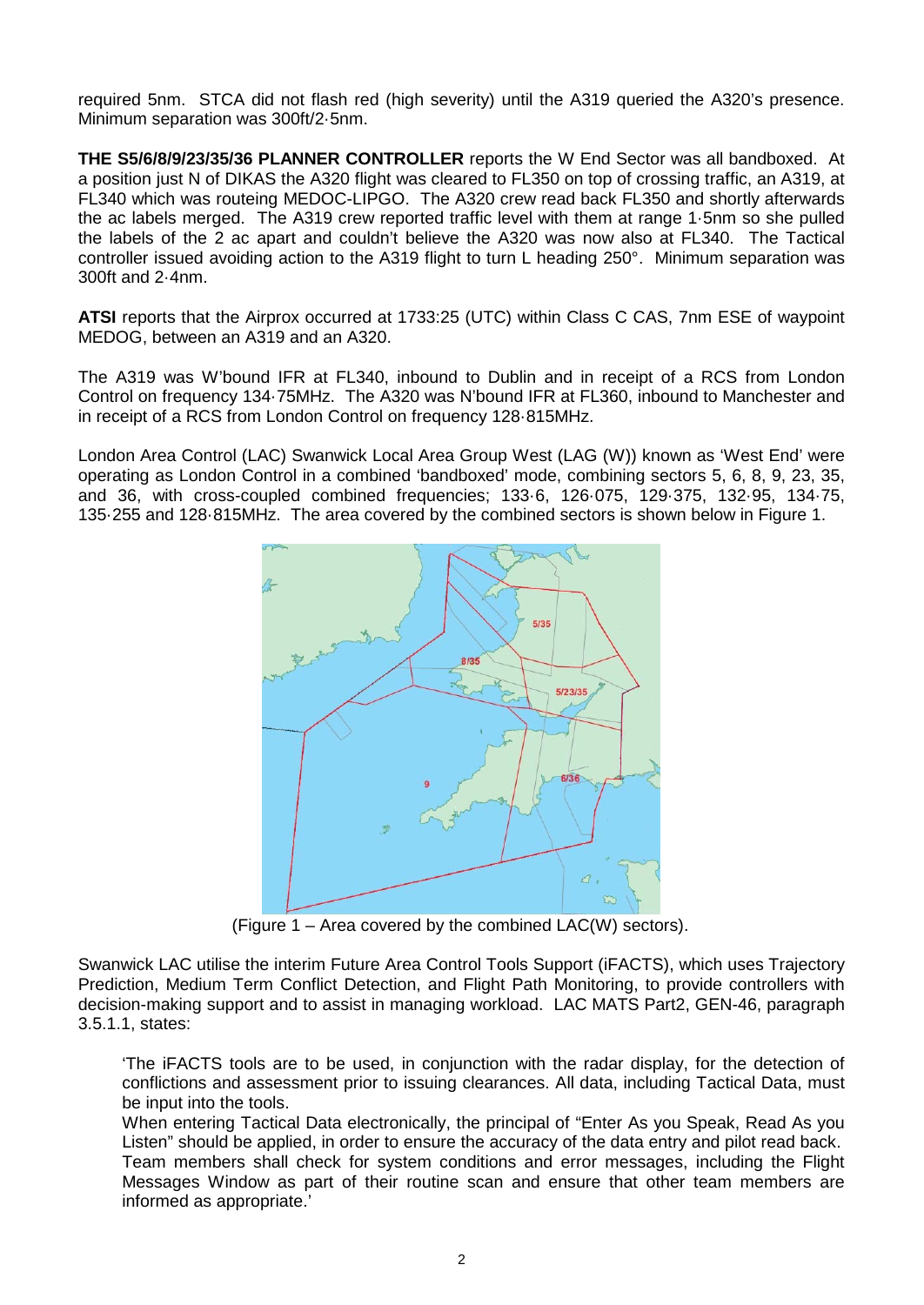required 5nm. STCA did not flash red (high severity) until the A319 queried the A320's presence. Minimum separation was 300ft/2·5nm.

**THE S5/6/8/9/23/35/36 PLANNER CONTROLLER** reports the W End Sector was all bandboxed. At a position just N of DIKAS the A320 flight was cleared to FL350 on top of crossing traffic, an A319, at FL340 which was routeing MEDOC-LIPGO. The A320 crew read back FL350 and shortly afterwards the ac labels merged. The A319 crew reported traffic level with them at range 1·5nm so she pulled the labels of the 2 ac apart and couldn't believe the A320 was now also at FL340. The Tactical controller issued avoiding action to the A319 flight to turn L heading 250°. Minimum separation was 300ft and 2·4nm.

**ATSI** reports that the Airprox occurred at 1733:25 (UTC) within Class C CAS, 7nm ESE of waypoint MEDOG, between an A319 and an A320.

The A319 was W'bound IFR at FL340, inbound to Dublin and in receipt of a RCS from London Control on frequency 134·75MHz. The A320 was N'bound IFR at FL360, inbound to Manchester and in receipt of a RCS from London Control on frequency 128·815MHz.

London Area Control (LAC) Swanwick Local Area Group West (LAG (W)) known as 'West End' were operating as London Control in a combined 'bandboxed' mode, combining sectors 5, 6, 8, 9, 23, 35, and 36, with cross-coupled combined frequencies; 133·6, 126·075, 129·375, 132·95, 134·75, 135·255 and 128·815MHz. The area covered by the combined sectors is shown below in Figure 1.

(Figure 1 – Area covered by the combined LAC(W) sectors).

Swanwick LAC utilise the interim Future Area Control Tools Support (iFACTS), which uses Trajectory Prediction, Medium Term Conflict Detection, and Flight Path Monitoring, to provide controllers with decision-making support and to assist in managing workload. LAC MATS Part2, GEN-46, paragraph 3.5.1.1, states:

> 'The iFACTS tools are to be used, in conjunction with the radar display, for the detection of conflictions and assessment prior to issuing clearances. All data, including Tactical Data, must be input into the tools.
>
> When entering Tactical Data electronically, the principal of "Enter As you Speak, Read As you Listen" should be applied, in order to ensure the accuracy of the data entry and pilot read back. Team members shall check for system conditions and error messages, including the Flight Messages Window as part of their routine scan and ensure that other team members are informed as appropriate.'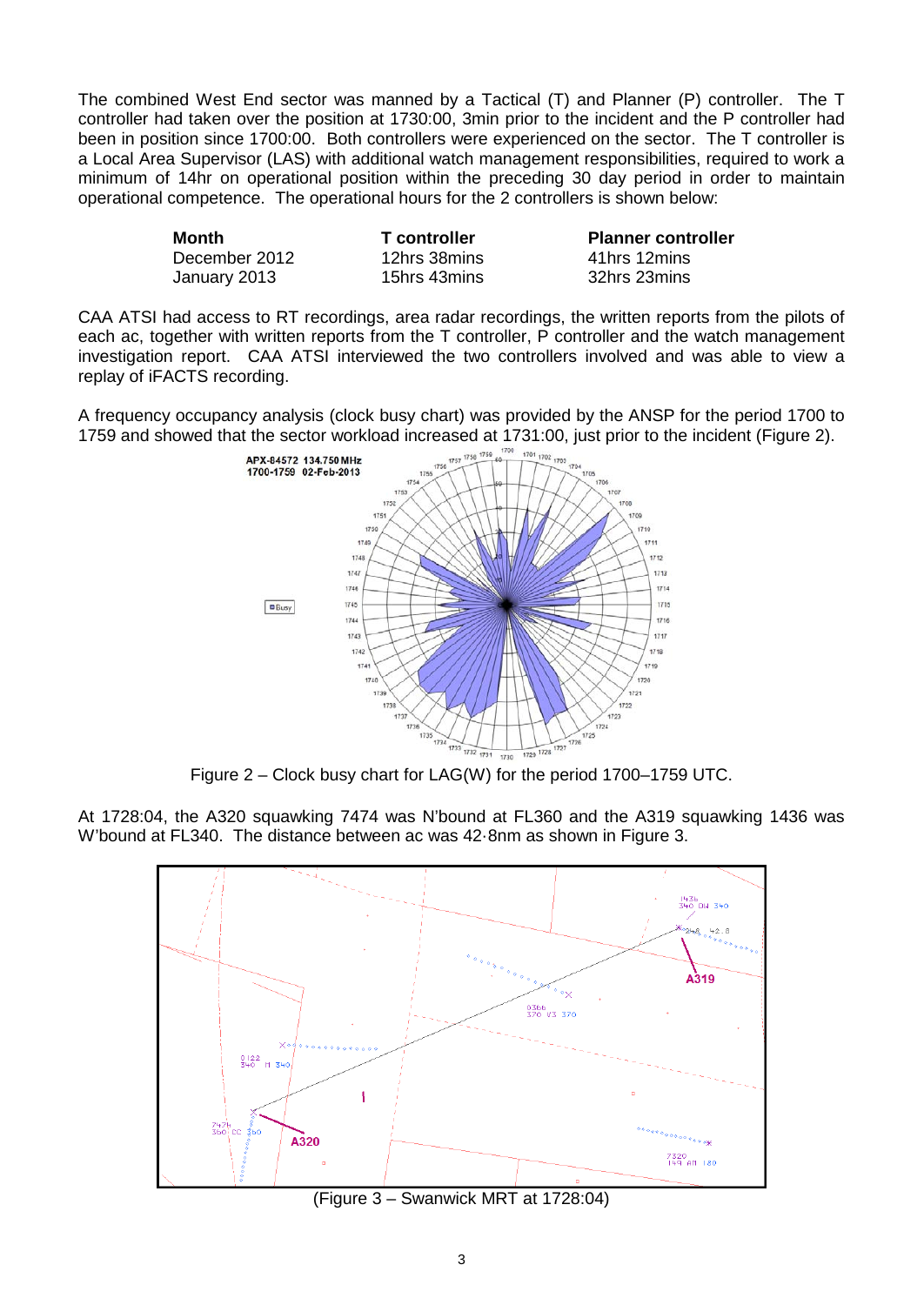The combined West End sector was manned by a Tactical (T) and Planner (P) controller. The T controller had taken over the position at 1730:00, 3min prior to the incident and the P controller had been in position since 1700:00. Both controllers were experienced on the sector. The T controller is a Local Area Supervisor (LAS) with additional watch management responsibilities, required to work a minimum of 14hr on operational position within the preceding 30 day period in order to maintain operational competence. The operational hours for the 2 controllers is shown below:

| Month | T controller | Planner controller |
|---|---|---|
| December 2012 | 12hrs 38mins | 41hrs 12mins |
| January 2013 | 15hrs 43mins | 32hrs 23mins |

CAA ATSI had access to RT recordings, area radar recordings, the written reports from the pilots of each ac, together with written reports from the T controller, P controller and the watch management investigation report. CAA ATSI interviewed the two controllers involved and was able to view a replay of iFACTS recording.

A frequency occupancy analysis (clock busy chart) was provided by the ANSP for the period 1700 to 1759 and showed that the sector workload increased at 1731:00, just prior to the incident (Figure 2).

Figure 2 – Clock busy chart for LAG(W) for the period 1700–1759 UTC.

At 1728:04, the A320 squawking 7474 was N'bound at FL360 and the A319 squawking 1436 was W'bound at FL340. The distance between ac was 42·8nm as shown in Figure 3.

(Figure 3 – Swanwick MRT at 1728:04)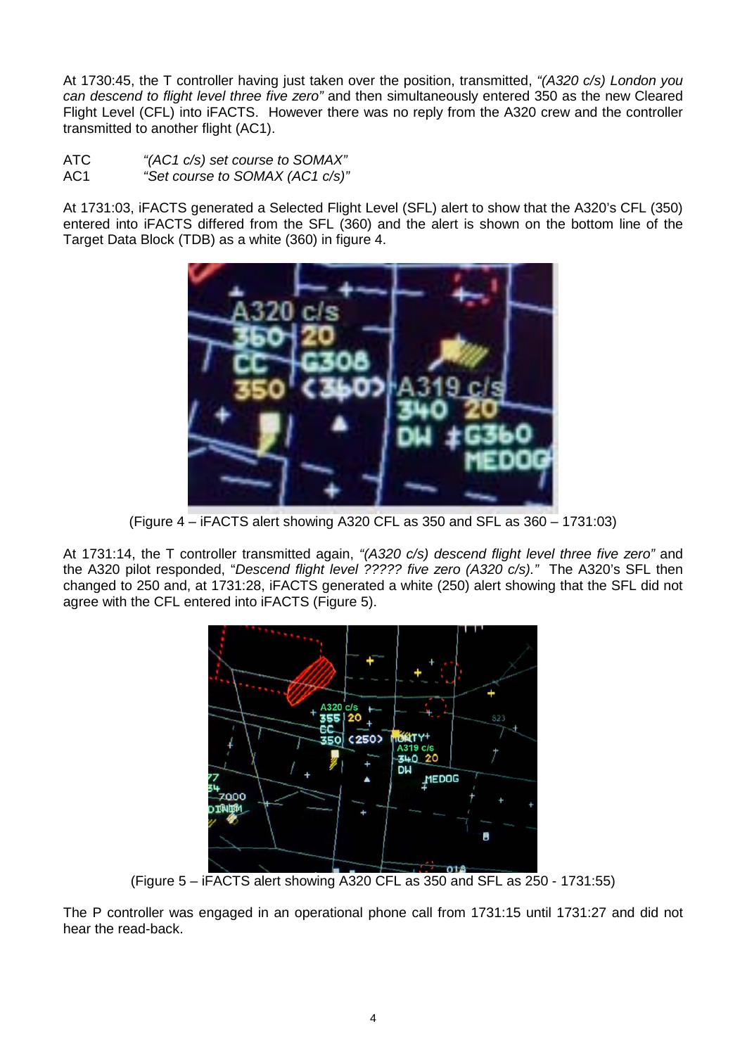At 1730:45, the T controller having just taken over the position, transmitted, *"(A320 c/s) London you can descend to flight level three five zero"* and then simultaneously entered 350 as the new Cleared Flight Level (CFL) into iFACTS. However there was no reply from the A320 crew and the controller transmitted to another flight (AC1).

ATC *"(AC1 c/s) set course to SOMAX"*
AC1 *"Set course to SOMAX (AC1 c/s)"*

At 1731:03, iFACTS generated a Selected Flight Level (SFL) alert to show that the A320's CFL (350) entered into iFACTS differed from the SFL (360) and the alert is shown on the bottom line of the Target Data Block (TDB) as a white (360) in figure 4.

(Figure 4 – iFACTS alert showing A320 CFL as 350 and SFL as 360 – 1731:03)

At 1731:14, the T controller transmitted again, *"(A320 c/s) descend flight level three five zero"* and the A320 pilot responded, "*Descend flight level ????? five zero (A320 c/s)."* The A320's SFL then changed to 250 and, at 1731:28, iFACTS generated a white (250) alert showing that the SFL did not agree with the CFL entered into iFACTS (Figure 5).

(Figure 5 – iFACTS alert showing A320 CFL as 350 and SFL as 250 - 1731:55)

The P controller was engaged in an operational phone call from 1731:15 until 1731:27 and did not hear the read-back.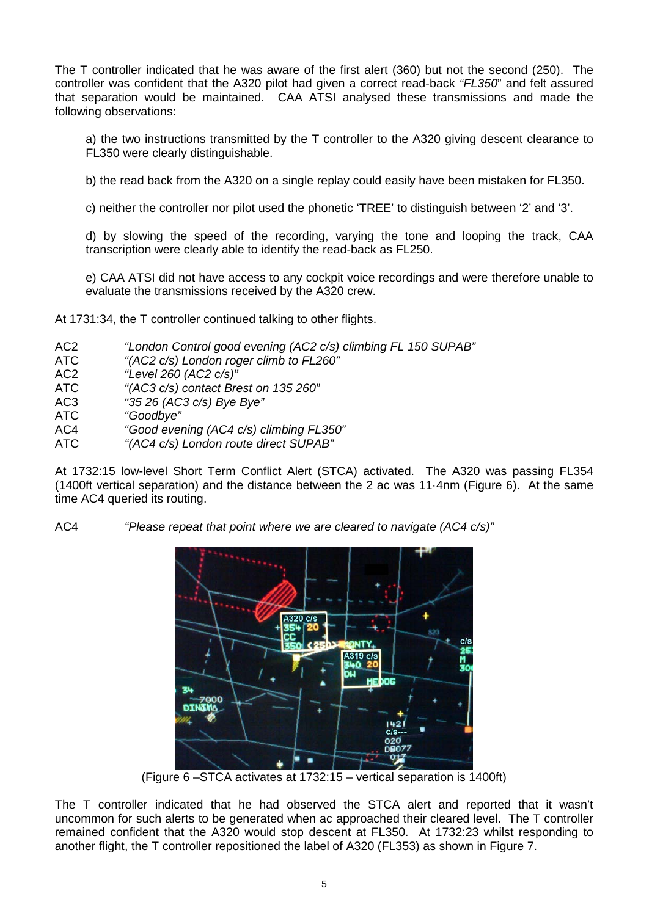The T controller indicated that he was aware of the first alert (360) but not the second (250). The controller was confident that the A320 pilot had given a correct read-back *"FL350"* and felt assured that separation would be maintained. CAA ATSI analysed these transmissions and made the following observations:

a) the two instructions transmitted by the T controller to the A320 giving descent clearance to FL350 were clearly distinguishable.

b) the read back from the A320 on a single replay could easily have been mistaken for FL350.

c) neither the controller nor pilot used the phonetic 'TREE' to distinguish between '2' and '3'.

d) by slowing the speed of the recording, varying the tone and looping the track, CAA transcription were clearly able to identify the read-back as FL250.

e) CAA ATSI did not have access to any cockpit voice recordings and were therefore unable to evaluate the transmissions received by the A320 crew.

At 1731:34, the T controller continued talking to other flights.

| | |
|---|---|
| AC2 | *"London Control good evening (AC2 c/s) climbing FL 150 SUPAB"* |
| ATC | *"(AC2 c/s) London roger climb to FL260"* |
| AC2 | *"Level 260 (AC2 c/s)"* |
| ATC | *"(AC3 c/s) contact Brest on 135 260"* |
| AC3 | *"35 26 (AC3 c/s) Bye Bye"* |
| ATC | *"Goodbye"* |
| AC4 | *"Good evening (AC4 c/s) climbing FL350"* |
| ATC | *"(AC4 c/s) London route direct SUPAB"* |

At 1732:15 low-level Short Term Conflict Alert (STCA) activated. The A320 was passing FL354 (1400ft vertical separation) and the distance between the 2 ac was 11·4nm (Figure 6). At the same time AC4 queried its routing.

| | |
|---|---|
| AC4 | *"Please repeat that point where we are cleared to navigate (AC4 c/s)"* |

(Figure 6 –STCA activates at 1732:15 – vertical separation is 1400ft)

The T controller indicated that he had observed the STCA alert and reported that it wasn't uncommon for such alerts to be generated when ac approached their cleared level. The T controller remained confident that the A320 would stop descent at FL350. At 1732:23 whilst responding to another flight, the T controller repositioned the label of A320 (FL353) as shown in Figure 7.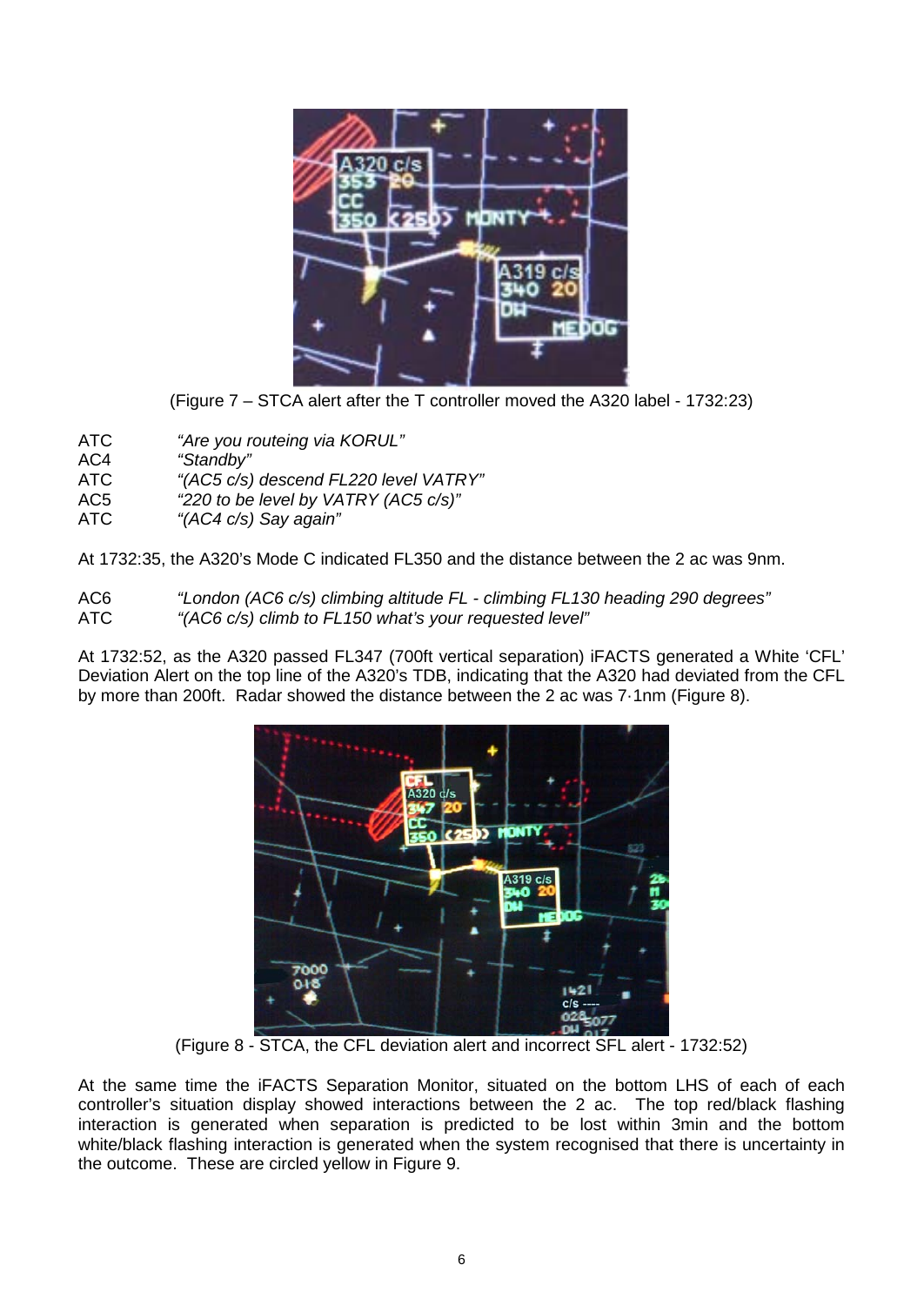(Figure 7 – STCA alert after the T controller moved the A320 label - 1732:23)

| | |
|---|---|
| ATC | *"Are you routeing via KORUL"* |
| AC4 | *"Standby"* |
| ATC | *"(AC5 c/s) descend FL220 level VATRY"* |
| AC5 | *"220 to be level by VATRY (AC5 c/s)"* |
| ATC | *"(AC4 c/s) Say again"* |

At 1732:35, the A320's Mode C indicated FL350 and the distance between the 2 ac was 9nm.

| | |
|---|---|
| AC6 | *"London (AC6 c/s) climbing altitude FL - climbing FL130 heading 290 degrees"* |
| ATC | *"(AC6 c/s) climb to FL150 what's your requested level"* |

At 1732:52, as the A320 passed FL347 (700ft vertical separation) iFACTS generated a White 'CFL' Deviation Alert on the top line of the A320's TDB, indicating that the A320 had deviated from the CFL by more than 200ft. Radar showed the distance between the 2 ac was 7·1nm (Figure 8).

(Figure 8 - STCA, the CFL deviation alert and incorrect SFL alert - 1732:52)

At the same time the iFACTS Separation Monitor, situated on the bottom LHS of each of each controller's situation display showed interactions between the 2 ac. The top red/black flashing interaction is generated when separation is predicted to be lost within 3min and the bottom white/black flashing interaction is generated when the system recognised that there is uncertainty in the outcome. These are circled yellow in Figure 9.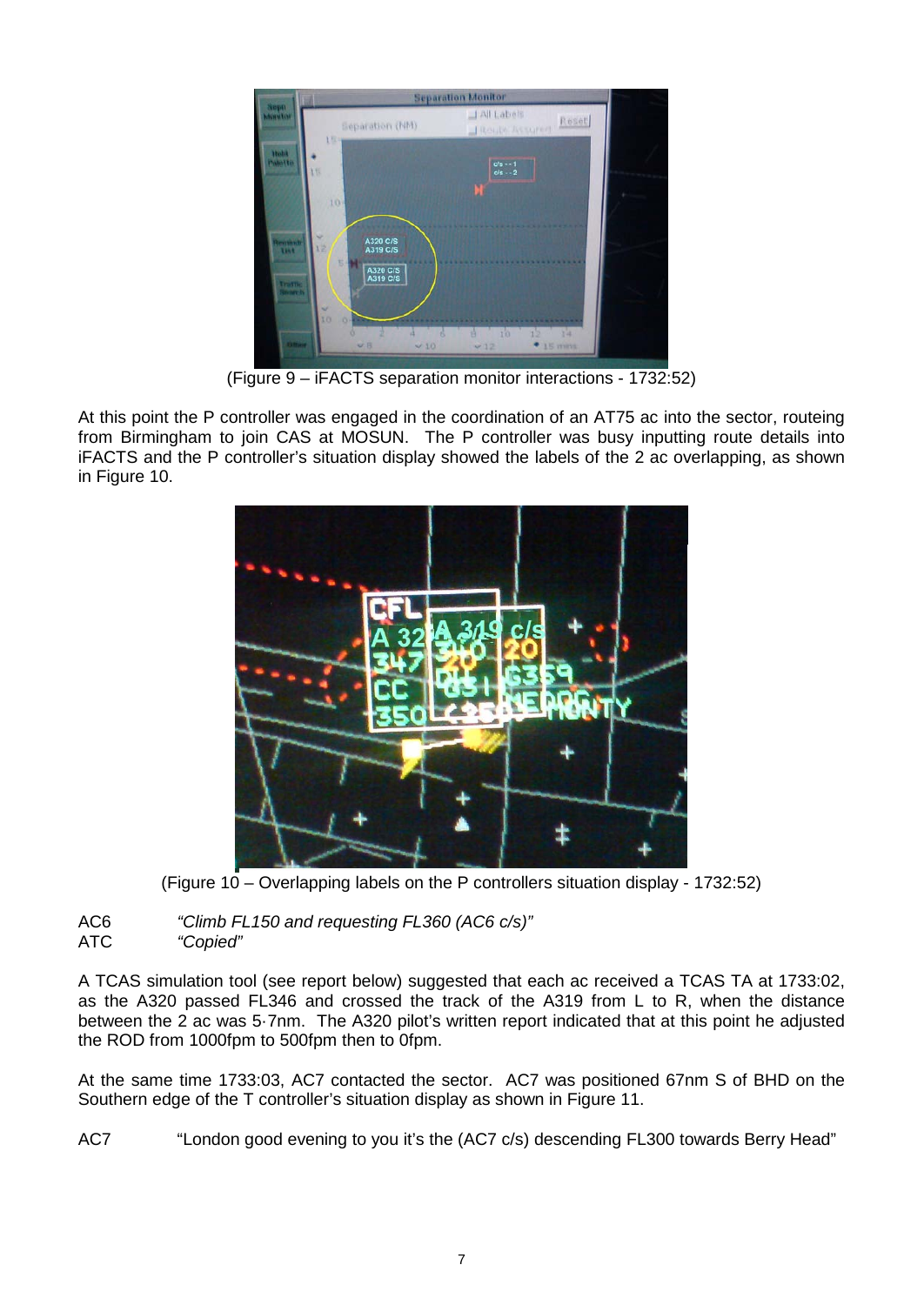(Figure 9 – iFACTS separation monitor interactions - 1732:52)

At this point the P controller was engaged in the coordination of an AT75 ac into the sector, routeing from Birmingham to join CAS at MOSUN. The P controller was busy inputting route details into iFACTS and the P controller's situation display showed the labels of the 2 ac overlapping, as shown in Figure 10.

(Figure 10 – Overlapping labels on the P controllers situation display - 1732:52)

AC6 *"Climb FL150 and requesting FL360 (AC6 c/s)"*
ATC *"Copied"*

A TCAS simulation tool (see report below) suggested that each ac received a TCAS TA at 1733:02, as the A320 passed FL346 and crossed the track of the A319 from L to R, when the distance between the 2 ac was 5·7nm. The A320 pilot's written report indicated that at this point he adjusted the ROD from 1000fpm to 500fpm then to 0fpm.

At the same time 1733:03, AC7 contacted the sector. AC7 was positioned 67nm S of BHD on the Southern edge of the T controller's situation display as shown in Figure 11.

AC7 "London good evening to you it's the (AC7 c/s) descending FL300 towards Berry Head"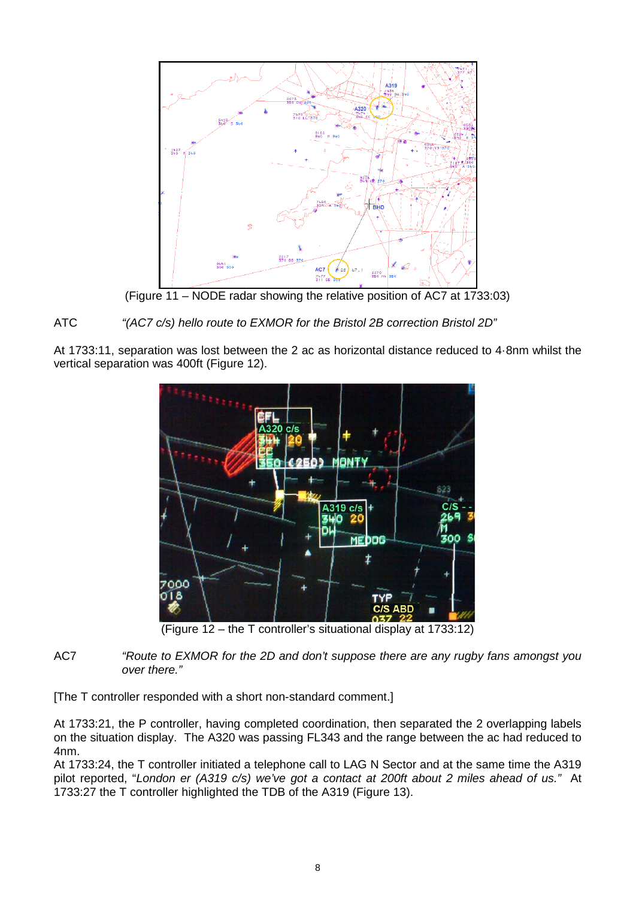(Figure 11 – NODE radar showing the relative position of AC7 at 1733:03)

ATC *"(AC7 c/s) hello route to EXMOR for the Bristol 2B correction Bristol 2D"*

At 1733:11, separation was lost between the 2 ac as horizontal distance reduced to 4·8nm whilst the vertical separation was 400ft (Figure 12).

(Figure 12 – the T controller's situational display at 1733:12)

AC7 *"Route to EXMOR for the 2D and don't suppose there are any rugby fans amongst you over there."*

[The T controller responded with a short non-standard comment.]

At 1733:21, the P controller, having completed coordination, then separated the 2 overlapping labels on the situation display. The A320 was passing FL343 and the range between the ac had reduced to 4nm.

At 1733:24, the T controller initiated a telephone call to LAG N Sector and at the same time the A319 pilot reported, "*London er (A319 c/s) we've got a contact at 200ft about 2 miles ahead of us.*" At 1733:27 the T controller highlighted the TDB of the A319 (Figure 13).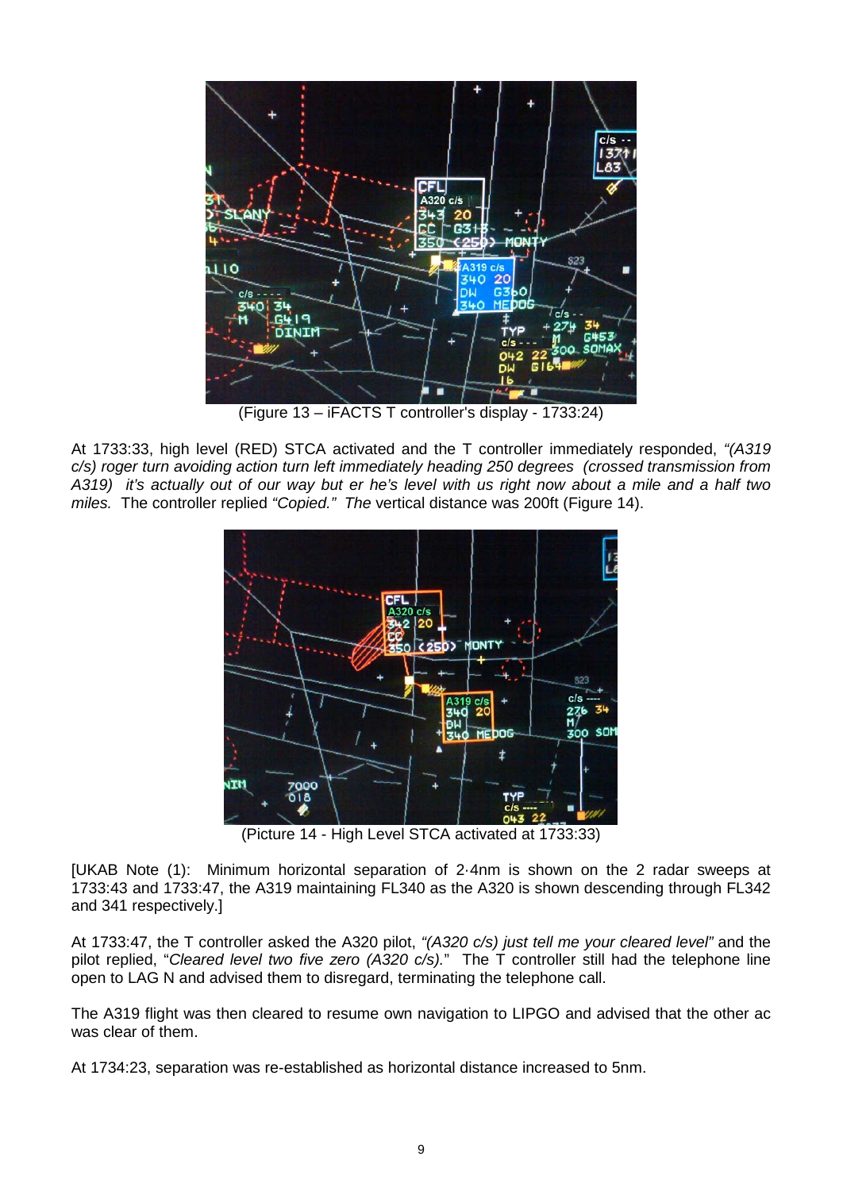(Figure 13 – iFACTS T controller's display - 1733:24)

At 1733:33, high level (RED) STCA activated and the T controller immediately responded, *"(A319 c/s) roger turn avoiding action turn left immediately heading 250 degrees (crossed transmission from A319) it's actually out of our way but er he's level with us right now about a mile and a half two miles.* The controller replied *"Copied." The* vertical distance was 200ft (Figure 14).

(Picture 14 - High Level STCA activated at 1733:33)

[UKAB Note (1): Minimum horizontal separation of 2·4nm is shown on the 2 radar sweeps at 1733:43 and 1733:47, the A319 maintaining FL340 as the A320 is shown descending through FL342 and 341 respectively.]

At 1733:47, the T controller asked the A320 pilot, *"(A320 c/s) just tell me your cleared level"* and the pilot replied, "*Cleared level two five zero (A320 c/s).*" The T controller still had the telephone line open to LAG N and advised them to disregard, terminating the telephone call.

The A319 flight was then cleared to resume own navigation to LIPGO and advised that the other ac was clear of them.

At 1734:23, separation was re-established as horizontal distance increased to 5nm.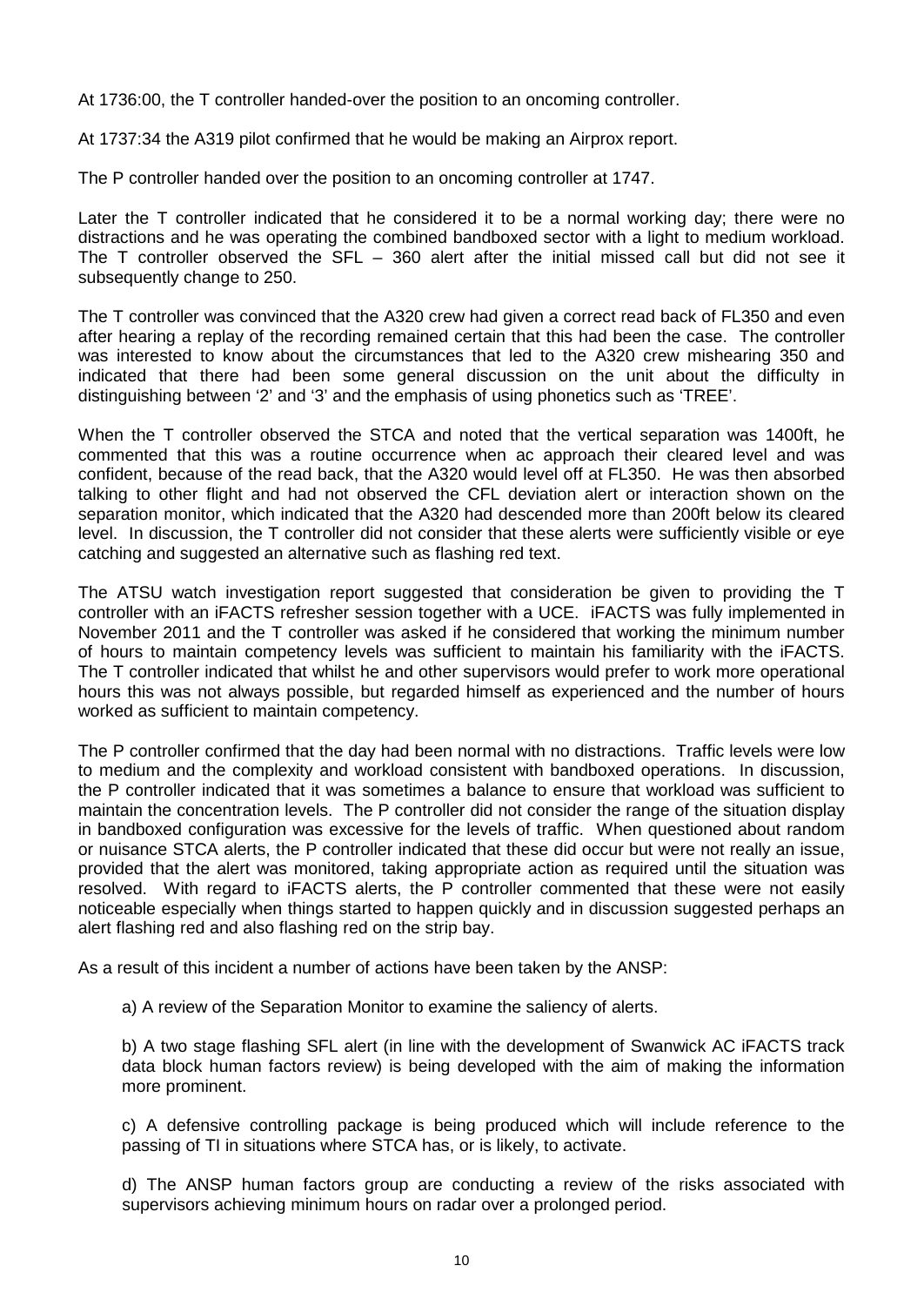At 1736:00, the T controller handed-over the position to an oncoming controller.

At 1737:34 the A319 pilot confirmed that he would be making an Airprox report.

The P controller handed over the position to an oncoming controller at 1747.

Later the T controller indicated that he considered it to be a normal working day; there were no distractions and he was operating the combined bandboxed sector with a light to medium workload. The T controller observed the SFL – 360 alert after the initial missed call but did not see it subsequently change to 250.

The T controller was convinced that the A320 crew had given a correct read back of FL350 and even after hearing a replay of the recording remained certain that this had been the case. The controller was interested to know about the circumstances that led to the A320 crew mishearing 350 and indicated that there had been some general discussion on the unit about the difficulty in distinguishing between '2' and '3' and the emphasis of using phonetics such as 'TREE'.

When the T controller observed the STCA and noted that the vertical separation was 1400ft, he commented that this was a routine occurrence when ac approach their cleared level and was confident, because of the read back, that the A320 would level off at FL350. He was then absorbed talking to other flight and had not observed the CFL deviation alert or interaction shown on the separation monitor, which indicated that the A320 had descended more than 200ft below its cleared level. In discussion, the T controller did not consider that these alerts were sufficiently visible or eye catching and suggested an alternative such as flashing red text.

The ATSU watch investigation report suggested that consideration be given to providing the T controller with an iFACTS refresher session together with a UCE. iFACTS was fully implemented in November 2011 and the T controller was asked if he considered that working the minimum number of hours to maintain competency levels was sufficient to maintain his familiarity with the iFACTS. The T controller indicated that whilst he and other supervisors would prefer to work more operational hours this was not always possible, but regarded himself as experienced and the number of hours worked as sufficient to maintain competency.

The P controller confirmed that the day had been normal with no distractions. Traffic levels were low to medium and the complexity and workload consistent with bandboxed operations. In discussion, the P controller indicated that it was sometimes a balance to ensure that workload was sufficient to maintain the concentration levels. The P controller did not consider the range of the situation display in bandboxed configuration was excessive for the levels of traffic. When questioned about random or nuisance STCA alerts, the P controller indicated that these did occur but were not really an issue, provided that the alert was monitored, taking appropriate action as required until the situation was resolved. With regard to iFACTS alerts, the P controller commented that these were not easily noticeable especially when things started to happen quickly and in discussion suggested perhaps an alert flashing red and also flashing red on the strip bay.

As a result of this incident a number of actions have been taken by the ANSP:

a) A review of the Separation Monitor to examine the saliency of alerts.

b) A two stage flashing SFL alert (in line with the development of Swanwick AC iFACTS track data block human factors review) is being developed with the aim of making the information more prominent.

c) A defensive controlling package is being produced which will include reference to the passing of TI in situations where STCA has, or is likely, to activate.

d) The ANSP human factors group are conducting a review of the risks associated with supervisors achieving minimum hours on radar over a prolonged period.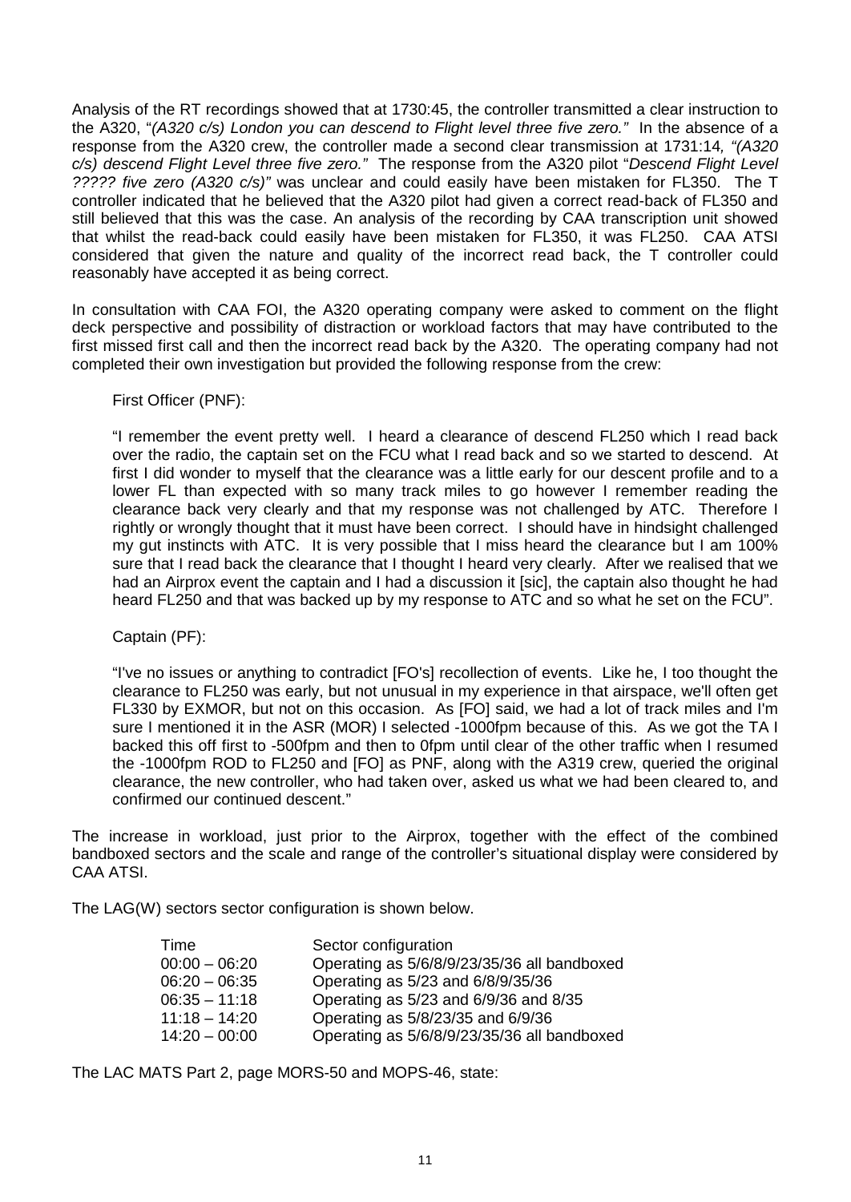Analysis of the RT recordings showed that at 1730:45, the controller transmitted a clear instruction to the A320, "*(A320 c/s) London you can descend to Flight level three five zero.*" In the absence of a response from the A320 crew, the controller made a second clear transmission at 1731:14*, "(A320 c/s) descend Flight Level three five zero."* The response from the A320 pilot "*Descend Flight Level ????? five zero (A320 c/s)"* was unclear and could easily have been mistaken for FL350. The T controller indicated that he believed that the A320 pilot had given a correct read-back of FL350 and still believed that this was the case. An analysis of the recording by CAA transcription unit showed that whilst the read-back could easily have been mistaken for FL350, it was FL250. CAA ATSI considered that given the nature and quality of the incorrect read back, the T controller could reasonably have accepted it as being correct.

In consultation with CAA FOI, the A320 operating company were asked to comment on the flight deck perspective and possibility of distraction or workload factors that may have contributed to the first missed first call and then the incorrect read back by the A320. The operating company had not completed their own investigation but provided the following response from the crew:

> First Officer (PNF):
>
> "I remember the event pretty well. I heard a clearance of descend FL250 which I read back over the radio, the captain set on the FCU what I read back and so we started to descend. At first I did wonder to myself that the clearance was a little early for our descent profile and to a lower FL than expected with so many track miles to go however I remember reading the clearance back very clearly and that my response was not challenged by ATC. Therefore I rightly or wrongly thought that it must have been correct. I should have in hindsight challenged my gut instincts with ATC. It is very possible that I miss heard the clearance but I am 100% sure that I read back the clearance that I thought I heard very clearly. After we realised that we had an Airprox event the captain and I had a discussion it [sic], the captain also thought he had heard FL250 and that was backed up by my response to ATC and so what he set on the FCU".
>
> Captain (PF):
>
> "I've no issues or anything to contradict [FO's] recollection of events. Like he, I too thought the clearance to FL250 was early, but not unusual in my experience in that airspace, we'll often get FL330 by EXMOR, but not on this occasion. As [FO] said, we had a lot of track miles and I'm sure I mentioned it in the ASR (MOR) I selected -1000fpm because of this. As we got the TA I backed this off first to -500fpm and then to 0fpm until clear of the other traffic when I resumed the -1000fpm ROD to FL250 and [FO] as PNF, along with the A319 crew, queried the original clearance, the new controller, who had taken over, asked us what we had been cleared to, and confirmed our continued descent."

The increase in workload, just prior to the Airprox, together with the effect of the combined bandboxed sectors and the scale and range of the controller's situational display were considered by CAA ATSI.

The LAG(W) sectors sector configuration is shown below.

| Time | Sector configuration |
|---|---|
| 00:00 – 06:20 | Operating as 5/6/8/9/23/35/36 all bandboxed |
| 06:20 – 06:35 | Operating as 5/23 and 6/8/9/35/36 |
| 06:35 – 11:18 | Operating as 5/23 and 6/9/36 and 8/35 |
| 11:18 – 14:20 | Operating as 5/8/23/35 and 6/9/36 |
| 14:20 – 00:00 | Operating as 5/6/8/9/23/35/36 all bandboxed |

The LAC MATS Part 2, page MORS-50 and MOPS-46, state: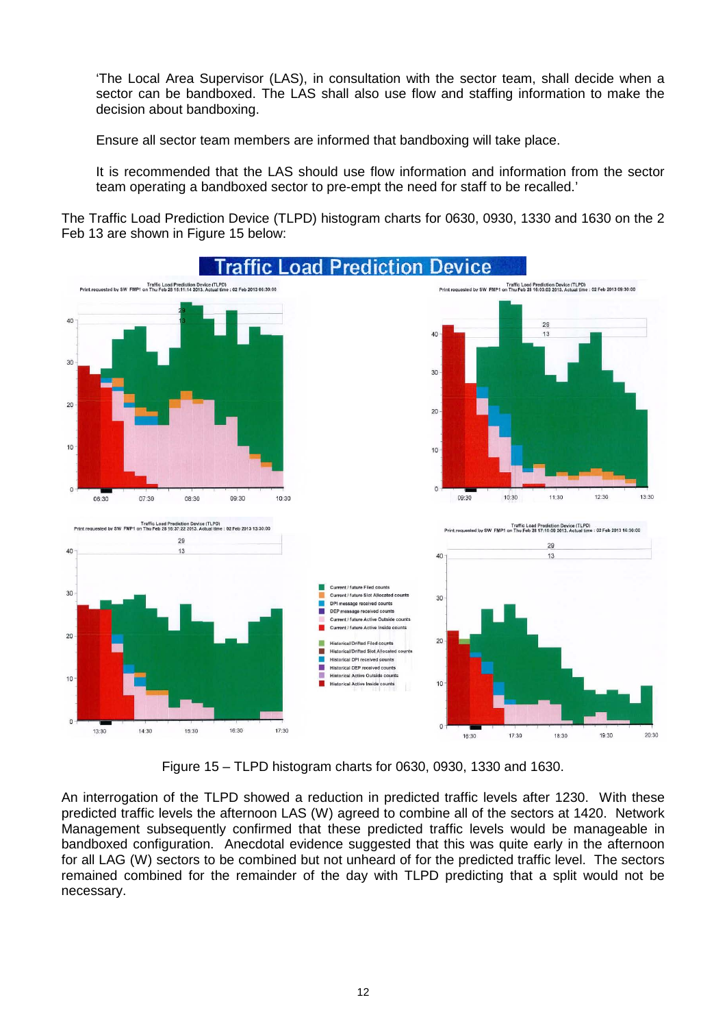'The Local Area Supervisor (LAS), in consultation with the sector team, shall decide when a sector can be bandboxed. The LAS shall also use flow and staffing information to make the decision about bandboxing.

Ensure all sector team members are informed that bandboxing will take place.

It is recommended that the LAS should use flow information and information from the sector team operating a bandboxed sector to pre-empt the need for staff to be recalled.'

The Traffic Load Prediction Device (TLPD) histogram charts for 0630, 0930, 1330 and 1630 on the 2 Feb 13 are shown in Figure 15 below:

Figure 15 – TLPD histogram charts for 0630, 0930, 1330 and 1630.

An interrogation of the TLPD showed a reduction in predicted traffic levels after 1230. With these predicted traffic levels the afternoon LAS (W) agreed to combine all of the sectors at 1420. Network Management subsequently confirmed that these predicted traffic levels would be manageable in bandboxed configuration. Anecdotal evidence suggested that this was quite early in the afternoon for all LAG (W) sectors to be combined but not unheard of for the predicted traffic level. The sectors remained combined for the remainder of the day with TLPD predicting that a split would not be necessary.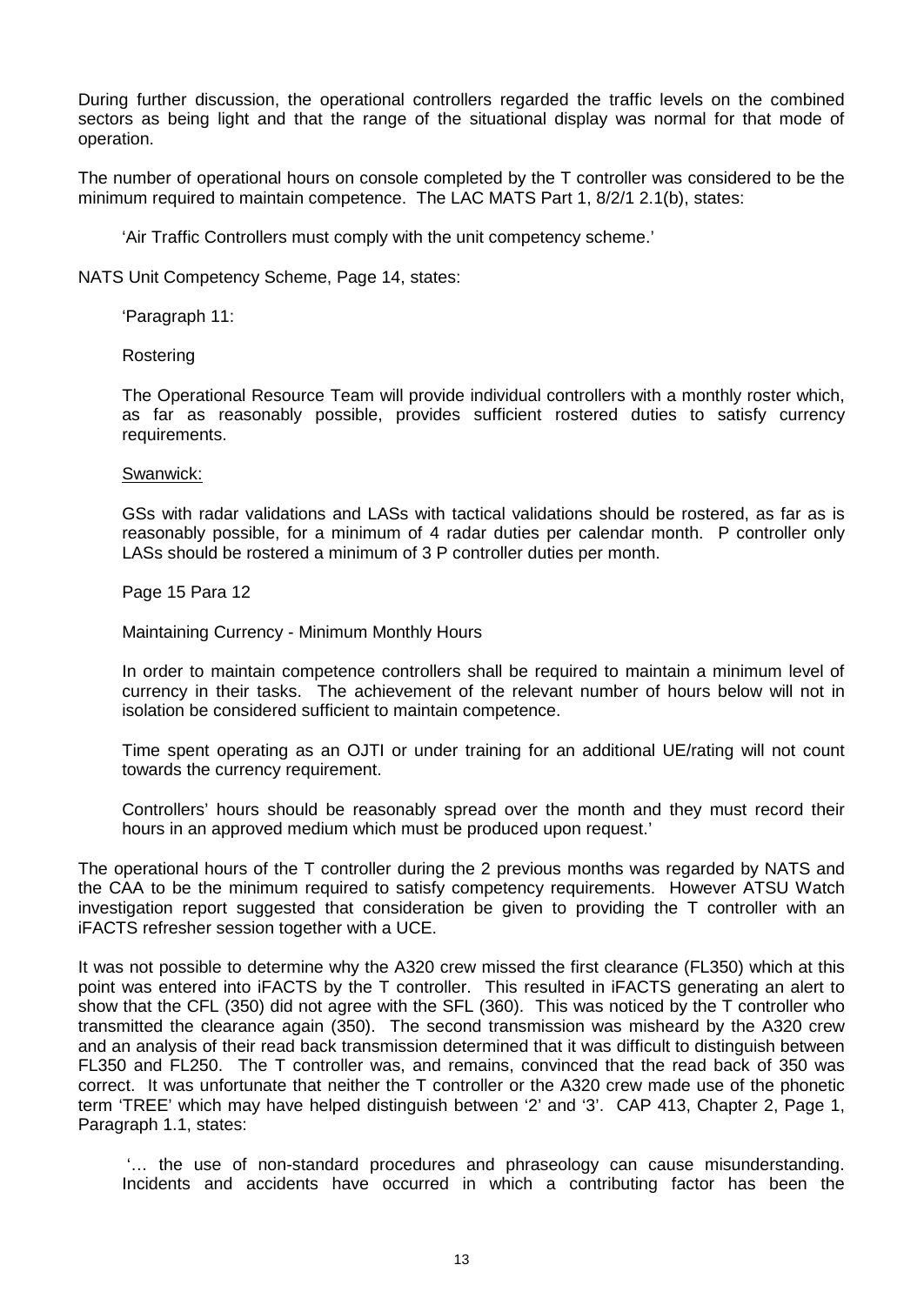During further discussion, the operational controllers regarded the traffic levels on the combined sectors as being light and that the range of the situational display was normal for that mode of operation.

The number of operational hours on console completed by the T controller was considered to be the minimum required to maintain competence. The LAC MATS Part 1, 8/2/1 2.1(b), states:

> 'Air Traffic Controllers must comply with the unit competency scheme.'

NATS Unit Competency Scheme, Page 14, states:

> 'Paragraph 11:
>
> Rostering
>
> The Operational Resource Team will provide individual controllers with a monthly roster which, as far as reasonably possible, provides sufficient rostered duties to satisfy currency requirements.
>
> Swanwick:
>
> GSs with radar validations and LASs with tactical validations should be rostered, as far as is reasonably possible, for a minimum of 4 radar duties per calendar month. P controller only LASs should be rostered a minimum of 3 P controller duties per month.
>
> Page 15 Para 12
>
> Maintaining Currency - Minimum Monthly Hours
>
> In order to maintain competence controllers shall be required to maintain a minimum level of currency in their tasks. The achievement of the relevant number of hours below will not in isolation be considered sufficient to maintain competence.
>
> Time spent operating as an OJTI or under training for an additional UE/rating will not count towards the currency requirement.
>
> Controllers' hours should be reasonably spread over the month and they must record their hours in an approved medium which must be produced upon request.'

The operational hours of the T controller during the 2 previous months was regarded by NATS and the CAA to be the minimum required to satisfy competency requirements. However ATSU Watch investigation report suggested that consideration be given to providing the T controller with an iFACTS refresher session together with a UCE.

It was not possible to determine why the A320 crew missed the first clearance (FL350) which at this point was entered into iFACTS by the T controller. This resulted in iFACTS generating an alert to show that the CFL (350) did not agree with the SFL (360). This was noticed by the T controller who transmitted the clearance again (350). The second transmission was misheard by the A320 crew and an analysis of their read back transmission determined that it was difficult to distinguish between FL350 and FL250. The T controller was, and remains, convinced that the read back of 350 was correct. It was unfortunate that neither the T controller or the A320 crew made use of the phonetic term 'TREE' which may have helped distinguish between '2' and '3'. CAP 413, Chapter 2, Page 1, Paragraph 1.1, states:

> '… the use of non-standard procedures and phraseology can cause misunderstanding. Incidents and accidents have occurred in which a contributing factor has been the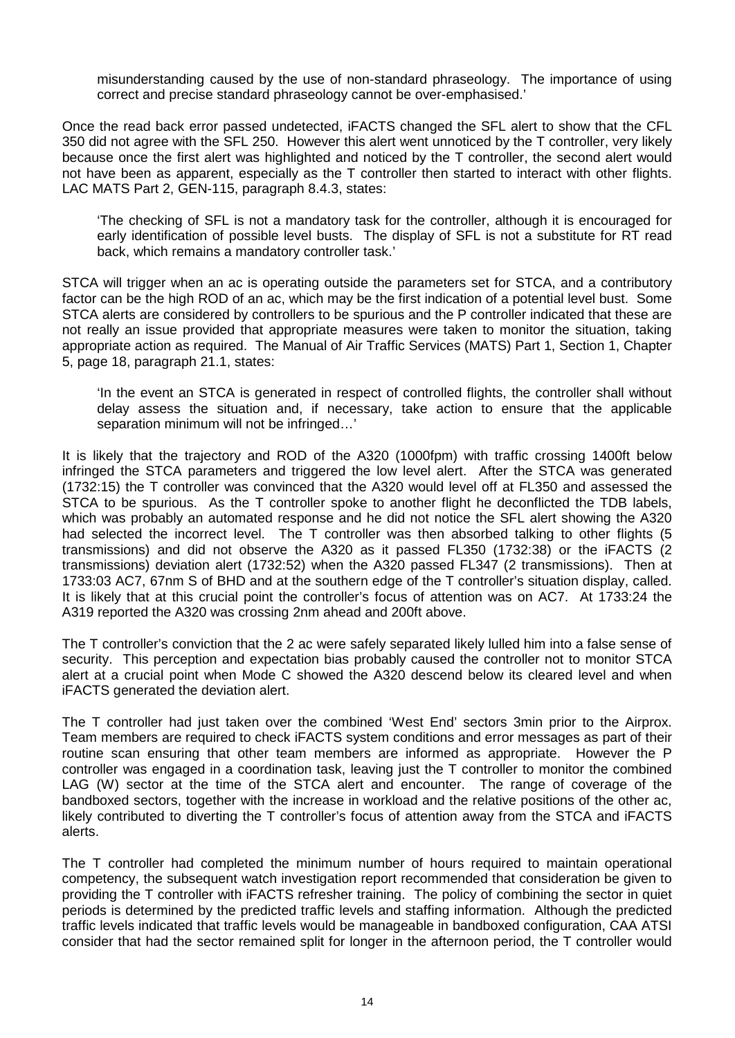misunderstanding caused by the use of non-standard phraseology. The importance of using correct and precise standard phraseology cannot be over-emphasised.'

Once the read back error passed undetected, iFACTS changed the SFL alert to show that the CFL 350 did not agree with the SFL 250. However this alert went unnoticed by the T controller, very likely because once the first alert was highlighted and noticed by the T controller, the second alert would not have been as apparent, especially as the T controller then started to interact with other flights. LAC MATS Part 2, GEN-115, paragraph 8.4.3, states:

> 'The checking of SFL is not a mandatory task for the controller, although it is encouraged for early identification of possible level busts. The display of SFL is not a substitute for RT read back, which remains a mandatory controller task.'

STCA will trigger when an ac is operating outside the parameters set for STCA, and a contributory factor can be the high ROD of an ac, which may be the first indication of a potential level bust. Some STCA alerts are considered by controllers to be spurious and the P controller indicated that these are not really an issue provided that appropriate measures were taken to monitor the situation, taking appropriate action as required. The Manual of Air Traffic Services (MATS) Part 1, Section 1, Chapter 5, page 18, paragraph 21.1, states:

> 'In the event an STCA is generated in respect of controlled flights, the controller shall without delay assess the situation and, if necessary, take action to ensure that the applicable separation minimum will not be infringed…'

It is likely that the trajectory and ROD of the A320 (1000fpm) with traffic crossing 1400ft below infringed the STCA parameters and triggered the low level alert. After the STCA was generated (1732:15) the T controller was convinced that the A320 would level off at FL350 and assessed the STCA to be spurious. As the T controller spoke to another flight he deconflicted the TDB labels, which was probably an automated response and he did not notice the SFL alert showing the A320 had selected the incorrect level. The T controller was then absorbed talking to other flights (5 transmissions) and did not observe the A320 as it passed FL350 (1732:38) or the iFACTS (2 transmissions) deviation alert (1732:52) when the A320 passed FL347 (2 transmissions). Then at 1733:03 AC7, 67nm S of BHD and at the southern edge of the T controller's situation display, called. It is likely that at this crucial point the controller's focus of attention was on AC7. At 1733:24 the A319 reported the A320 was crossing 2nm ahead and 200ft above.

The T controller's conviction that the 2 ac were safely separated likely lulled him into a false sense of security. This perception and expectation bias probably caused the controller not to monitor STCA alert at a crucial point when Mode C showed the A320 descend below its cleared level and when iFACTS generated the deviation alert.

The T controller had just taken over the combined 'West End' sectors 3min prior to the Airprox. Team members are required to check iFACTS system conditions and error messages as part of their routine scan ensuring that other team members are informed as appropriate. However the P controller was engaged in a coordination task, leaving just the T controller to monitor the combined LAG (W) sector at the time of the STCA alert and encounter. The range of coverage of the bandboxed sectors, together with the increase in workload and the relative positions of the other ac, likely contributed to diverting the T controller's focus of attention away from the STCA and iFACTS alerts.

The T controller had completed the minimum number of hours required to maintain operational competency, the subsequent watch investigation report recommended that consideration be given to providing the T controller with iFACTS refresher training. The policy of combining the sector in quiet periods is determined by the predicted traffic levels and staffing information. Although the predicted traffic levels indicated that traffic levels would be manageable in bandboxed configuration, CAA ATSI consider that had the sector remained split for longer in the afternoon period, the T controller would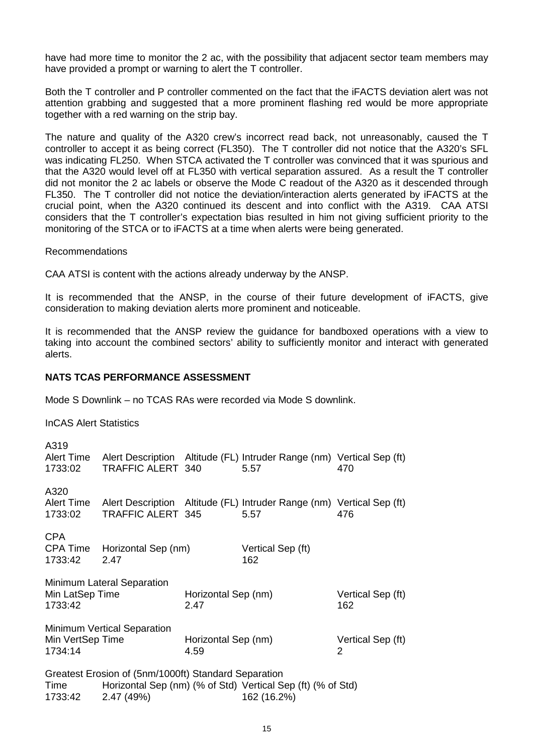have had more time to monitor the 2 ac, with the possibility that adjacent sector team members may have provided a prompt or warning to alert the T controller.

Both the T controller and P controller commented on the fact that the iFACTS deviation alert was not attention grabbing and suggested that a more prominent flashing red would be more appropriate together with a red warning on the strip bay.

The nature and quality of the A320 crew's incorrect read back, not unreasonably, caused the T controller to accept it as being correct (FL350). The T controller did not notice that the A320's SFL was indicating FL250. When STCA activated the T controller was convinced that it was spurious and that the A320 would level off at FL350 with vertical separation assured. As a result the T controller did not monitor the 2 ac labels or observe the Mode C readout of the A320 as it descended through FL350. The T controller did not notice the deviation/interaction alerts generated by iFACTS at the crucial point, when the A320 continued its descent and into conflict with the A319. CAA ATSI considers that the T controller's expectation bias resulted in him not giving sufficient priority to the monitoring of the STCA or to iFACTS at a time when alerts were being generated.

Recommendations

CAA ATSI is content with the actions already underway by the ANSP.

It is recommended that the ANSP, in the course of their future development of iFACTS, give consideration to making deviation alerts more prominent and noticeable.

It is recommended that the ANSP review the guidance for bandboxed operations with a view to taking into account the combined sectors' ability to sufficiently monitor and interact with generated alerts.

**NATS TCAS PERFORMANCE ASSESSMENT**

Mode S Downlink – no TCAS RAs were recorded via Mode S downlink.

InCAS Alert Statistics

A319

| Alert Time | Alert Description | Altitude (FL) | Intruder Range (nm) | Vertical Sep (ft) |
|---|---|---|---|---|
| 1733:02 | TRAFFIC ALERT | 340 | 5.57 | 470 |

A320

| Alert Time | Alert Description | Altitude (FL) | Intruder Range (nm) | Vertical Sep (ft) |
|---|---|---|---|---|
| 1733:02 | TRAFFIC ALERT | 345 | 5.57 | 476 |

CPA

| CPA Time | Horizontal Sep (nm) | Vertical Sep (ft) |
|---|---|---|
| 1733:42 | 2.47 | 162 |

Minimum Lateral Separation

| Min LatSep Time | Horizontal Sep (nm) | Vertical Sep (ft) |
|---|---|---|
| 1733:42 | 2.47 | 162 |

Minimum Vertical Separation

| Min VertSep Time | Horizontal Sep (nm) | Vertical Sep (ft) |
|---|---|---|
| 1734:14 | 4.59 | 2 |

Greatest Erosion of (5nm/1000ft) Standard Separation

| Time | Horizontal Sep (nm) (% of Std) | Vertical Sep (ft) (% of Std) |
|---|---|---|
| 1733:42 | 2.47 (49%) | 162 (16.2%) |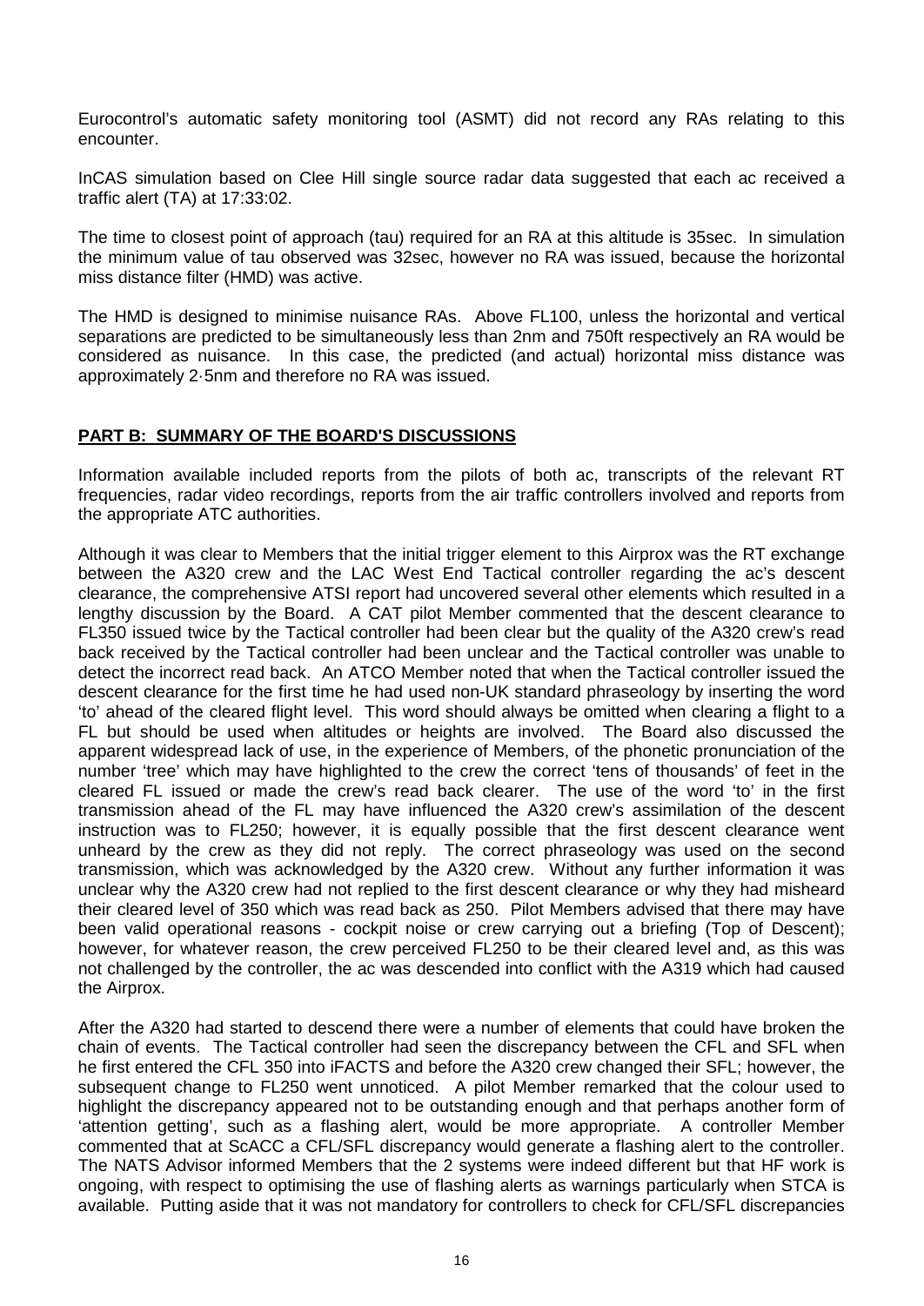Eurocontrol's automatic safety monitoring tool (ASMT) did not record any RAs relating to this encounter.

InCAS simulation based on Clee Hill single source radar data suggested that each ac received a traffic alert (TA) at 17:33:02.

The time to closest point of approach (tau) required for an RA at this altitude is 35sec. In simulation the minimum value of tau observed was 32sec, however no RA was issued, because the horizontal miss distance filter (HMD) was active.

The HMD is designed to minimise nuisance RAs. Above FL100, unless the horizontal and vertical separations are predicted to be simultaneously less than 2nm and 750ft respectively an RA would be considered as nuisance. In this case, the predicted (and actual) horizontal miss distance was approximately 2·5nm and therefore no RA was issued.

## PART B: SUMMARY OF THE BOARD'S DISCUSSIONS

Information available included reports from the pilots of both ac, transcripts of the relevant RT frequencies, radar video recordings, reports from the air traffic controllers involved and reports from the appropriate ATC authorities.

Although it was clear to Members that the initial trigger element to this Airprox was the RT exchange between the A320 crew and the LAC West End Tactical controller regarding the ac's descent clearance, the comprehensive ATSI report had uncovered several other elements which resulted in a lengthy discussion by the Board. A CAT pilot Member commented that the descent clearance to FL350 issued twice by the Tactical controller had been clear but the quality of the A320 crew's read back received by the Tactical controller had been unclear and the Tactical controller was unable to detect the incorrect read back. An ATCO Member noted that when the Tactical controller issued the descent clearance for the first time he had used non-UK standard phraseology by inserting the word 'to' ahead of the cleared flight level. This word should always be omitted when clearing a flight to a FL but should be used when altitudes or heights are involved. The Board also discussed the apparent widespread lack of use, in the experience of Members, of the phonetic pronunciation of the number 'tree' which may have highlighted to the crew the correct 'tens of thousands' of feet in the cleared FL issued or made the crew's read back clearer. The use of the word 'to' in the first transmission ahead of the FL may have influenced the A320 crew's assimilation of the descent instruction was to FL250; however, it is equally possible that the first descent clearance went unheard by the crew as they did not reply. The correct phraseology was used on the second transmission, which was acknowledged by the A320 crew. Without any further information it was unclear why the A320 crew had not replied to the first descent clearance or why they had misheard their cleared level of 350 which was read back as 250. Pilot Members advised that there may have been valid operational reasons - cockpit noise or crew carrying out a briefing (Top of Descent); however, for whatever reason, the crew perceived FL250 to be their cleared level and, as this was not challenged by the controller, the ac was descended into conflict with the A319 which had caused the Airprox.

After the A320 had started to descend there were a number of elements that could have broken the chain of events. The Tactical controller had seen the discrepancy between the CFL and SFL when he first entered the CFL 350 into iFACTS and before the A320 crew changed their SFL; however, the subsequent change to FL250 went unnoticed. A pilot Member remarked that the colour used to highlight the discrepancy appeared not to be outstanding enough and that perhaps another form of 'attention getting', such as a flashing alert, would be more appropriate. A controller Member commented that at ScACC a CFL/SFL discrepancy would generate a flashing alert to the controller. The NATS Advisor informed Members that the 2 systems were indeed different but that HF work is ongoing, with respect to optimising the use of flashing alerts as warnings particularly when STCA is available. Putting aside that it was not mandatory for controllers to check for CFL/SFL discrepancies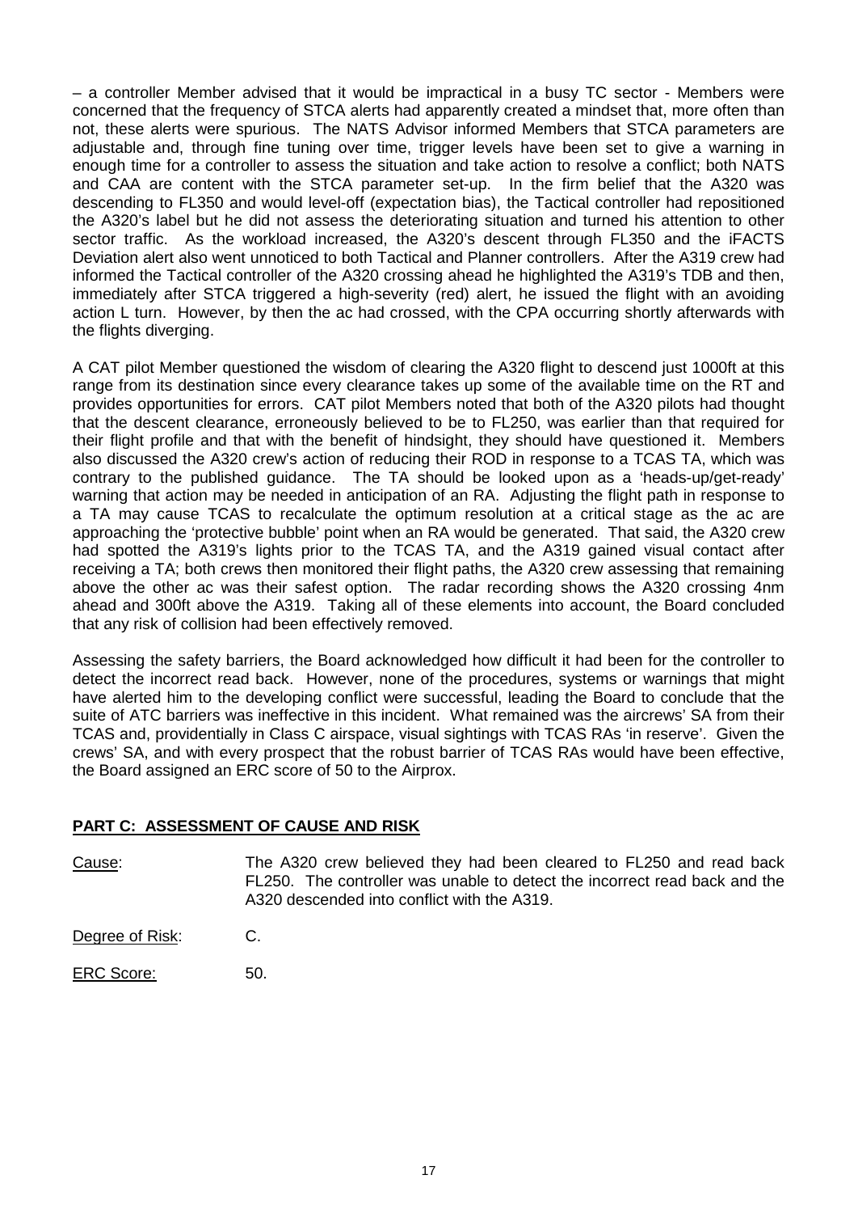– a controller Member advised that it would be impractical in a busy TC sector - Members were concerned that the frequency of STCA alerts had apparently created a mindset that, more often than not, these alerts were spurious. The NATS Advisor informed Members that STCA parameters are adjustable and, through fine tuning over time, trigger levels have been set to give a warning in enough time for a controller to assess the situation and take action to resolve a conflict; both NATS and CAA are content with the STCA parameter set-up. In the firm belief that the A320 was descending to FL350 and would level-off (expectation bias), the Tactical controller had repositioned the A320's label but he did not assess the deteriorating situation and turned his attention to other sector traffic. As the workload increased, the A320's descent through FL350 and the iFACTS Deviation alert also went unnoticed to both Tactical and Planner controllers. After the A319 crew had informed the Tactical controller of the A320 crossing ahead he highlighted the A319's TDB and then, immediately after STCA triggered a high-severity (red) alert, he issued the flight with an avoiding action L turn. However, by then the ac had crossed, with the CPA occurring shortly afterwards with the flights diverging.

A CAT pilot Member questioned the wisdom of clearing the A320 flight to descend just 1000ft at this range from its destination since every clearance takes up some of the available time on the RT and provides opportunities for errors. CAT pilot Members noted that both of the A320 pilots had thought that the descent clearance, erroneously believed to be to FL250, was earlier than that required for their flight profile and that with the benefit of hindsight, they should have questioned it. Members also discussed the A320 crew's action of reducing their ROD in response to a TCAS TA, which was contrary to the published guidance. The TA should be looked upon as a 'heads-up/get-ready' warning that action may be needed in anticipation of an RA. Adjusting the flight path in response to a TA may cause TCAS to recalculate the optimum resolution at a critical stage as the ac are approaching the 'protective bubble' point when an RA would be generated. That said, the A320 crew had spotted the A319's lights prior to the TCAS TA, and the A319 gained visual contact after receiving a TA; both crews then monitored their flight paths, the A320 crew assessing that remaining above the other ac was their safest option. The radar recording shows the A320 crossing 4nm ahead and 300ft above the A319. Taking all of these elements into account, the Board concluded that any risk of collision had been effectively removed.

Assessing the safety barriers, the Board acknowledged how difficult it had been for the controller to detect the incorrect read back. However, none of the procedures, systems or warnings that might have alerted him to the developing conflict were successful, leading the Board to conclude that the suite of ATC barriers was ineffective in this incident. What remained was the aircrews' SA from their TCAS and, providentially in Class C airspace, visual sightings with TCAS RAs 'in reserve'. Given the crews' SA, and with every prospect that the robust barrier of TCAS RAs would have been effective, the Board assigned an ERC score of 50 to the Airprox.

## PART C: ASSESSMENT OF CAUSE AND RISK

Cause: The A320 crew believed they had been cleared to FL250 and read back FL250. The controller was unable to detect the incorrect read back and the A320 descended into conflict with the A319.

Degree of Risk: C.

ERC Score: 50.